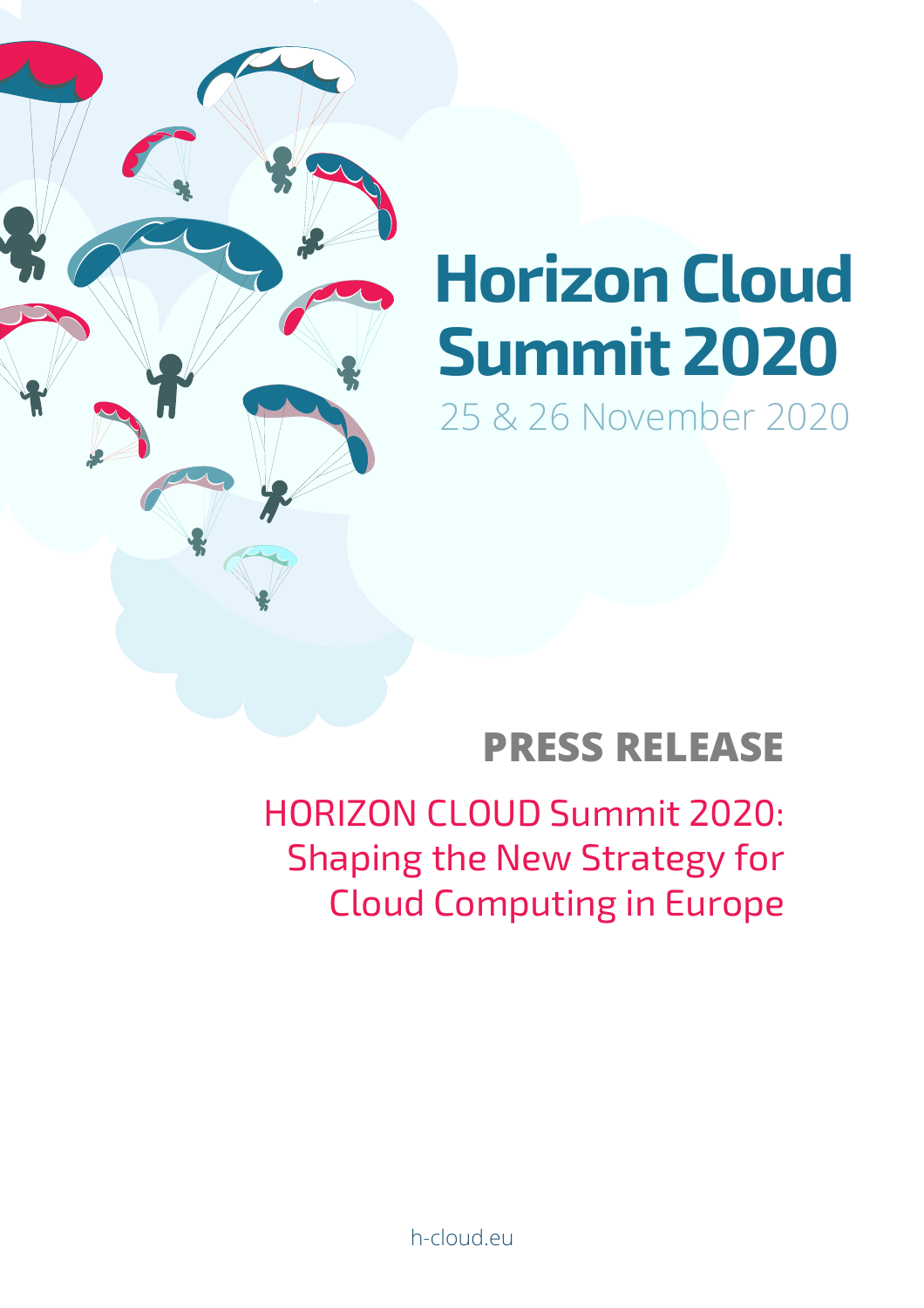# Horizon Cloud Summit 2020

25 & 26 November 2020

## PRESS RELEASE

HORIZON CLOUD Summit 2020: Shaping the New Strategy for Cloud Computing in Europe

h-cloud.eu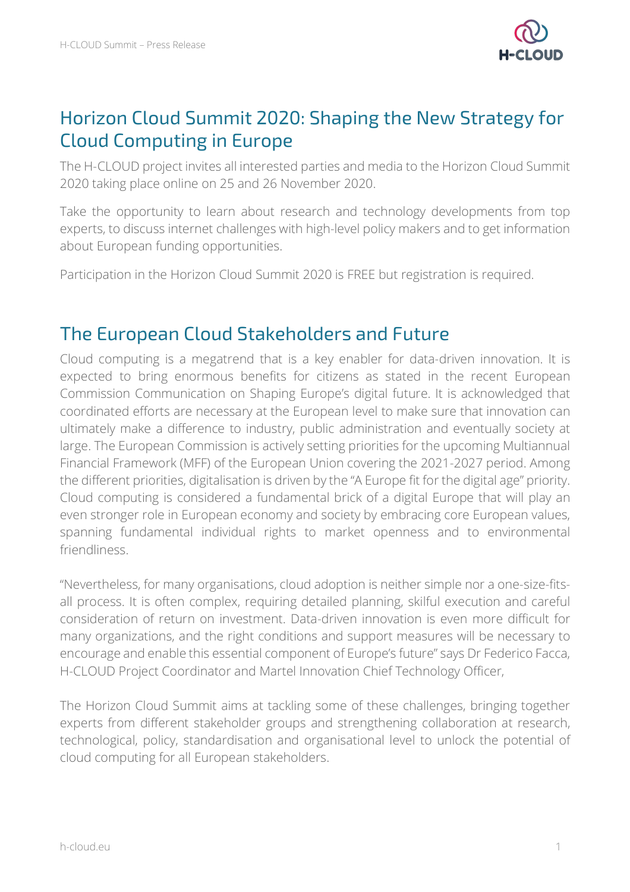# Horizon Cloud Summit 2020: Shaping the New Strategy for Cloud Computing in Europe

The H-CLOUD project invites all interested parties and media to the Horizon Cloud Summit 2020 taking place online on 25 and 26 November 2020.

Take the opportunity to learn about research and technology developments from top experts, to discuss internet challenges with high-level policy makers and to get information about European funding opportunities.

Participation in the Horizon Cloud Summit 2020 is FREE but registration is required.

## The European Cloud Stakeholders and Future

Cloud computing is a megatrend that is a key enabler for data-driven innovation. It is expected to bring enormous benefits for citizens as stated in the recent European Commission Communication on Shaping Europe's digital future. It is acknowledged that coordinated efforts are necessary at the European level to make sure that innovation can ultimately make a difference to industry, public administration and eventually society at large. The European Commission is actively setting priorities for the upcoming Multiannual Financial Framework (MFF) of the European Union covering the 2021-2027 period. Among the different priorities, digitalisation is driven by the "A Europe fit for the digital age" priority. Cloud computing is considered a fundamental brick of a digital Europe that will play an even stronger role in European economy and society by embracing core European values, spanning fundamental individual rights to market openness and to environmental friendliness.

"Nevertheless, for many organisations, cloud adoption is neither simple nor a one-size-fits-all process. It is often complex, requiring detailed planning, skilful execution and careful consideration of return on investment. Data-driven innovation is even more difficult for many organizations, and the right conditions and support measures will be necessary to encourage and enable this essential component of Europe's future" says Dr Federico Facca, H-CLOUD Project Coordinator and Martel Innovation Chief Technology Officer,

The Horizon Cloud Summit aims at tackling some of these challenges, bringing together experts from different stakeholder groups and strengthening collaboration at research, technological, policy, standardisation and organisational level to unlock the potential of cloud computing for all European stakeholders.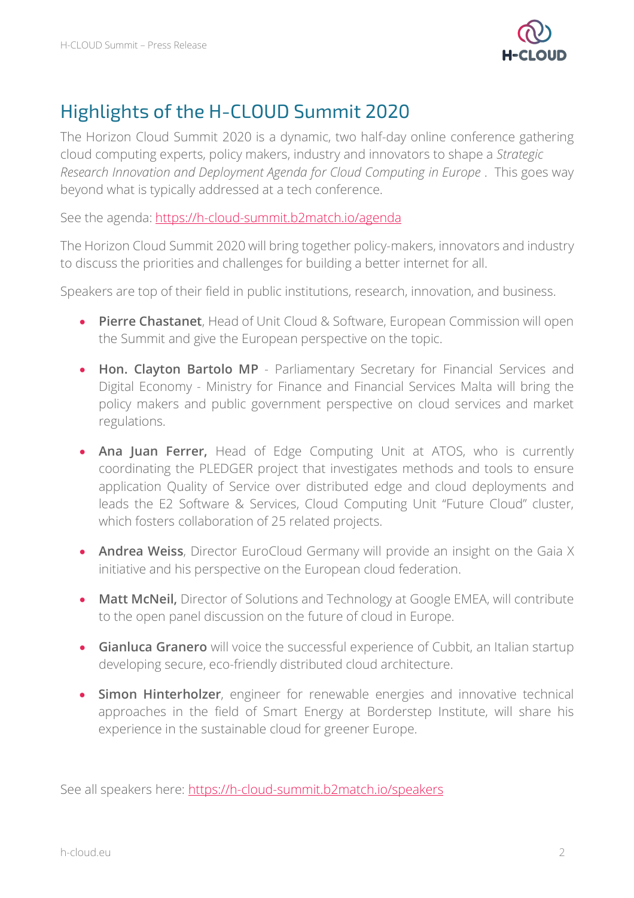# Highlights of the H-CLOUD Summit 2020

The Horizon Cloud Summit 2020 is a dynamic, two half-day online conference gathering cloud computing experts, policy makers, industry and innovators to shape a *Strategic Research Innovation and Deployment Agenda for Cloud Computing in Europe* . This goes way beyond what is typically addressed at a tech conference.

See the agenda: https://h-cloud-summit.b2match.io/agenda

The Horizon Cloud Summit 2020 will bring together policy-makers, innovators and industry to discuss the priorities and challenges for building a better internet for all.

Speakers are top of their field in public institutions, research, innovation, and business.

- **Pierre Chastanet**, Head of Unit Cloud & Software, European Commission will open the Summit and give the European perspective on the topic.
- **Hon. Clayton Bartolo MP** - Parliamentary Secretary for Financial Services and Digital Economy - Ministry for Finance and Financial Services Malta will bring the policy makers and public government perspective on cloud services and market regulations.
- **Ana Juan Ferrer,** Head of Edge Computing Unit at ATOS, who is currently coordinating the PLEDGER project that investigates methods and tools to ensure application Quality of Service over distributed edge and cloud deployments and leads the E2 Software & Services, Cloud Computing Unit "Future Cloud" cluster, which fosters collaboration of 25 related projects.
- **Andrea Weiss**, Director EuroCloud Germany will provide an insight on the Gaia X initiative and his perspective on the European cloud federation.
- **Matt McNeil,** Director of Solutions and Technology at Google EMEA, will contribute to the open panel discussion on the future of cloud in Europe.
- **Gianluca Granero** will voice the successful experience of Cubbit, an Italian startup developing secure, eco-friendly distributed cloud architecture.
- **Simon Hinterholzer**, engineer for renewable energies and innovative technical approaches in the field of Smart Energy at Borderstep Institute, will share his experience in the sustainable cloud for greener Europe.

See all speakers here: https://h-cloud-summit.b2match.io/speakers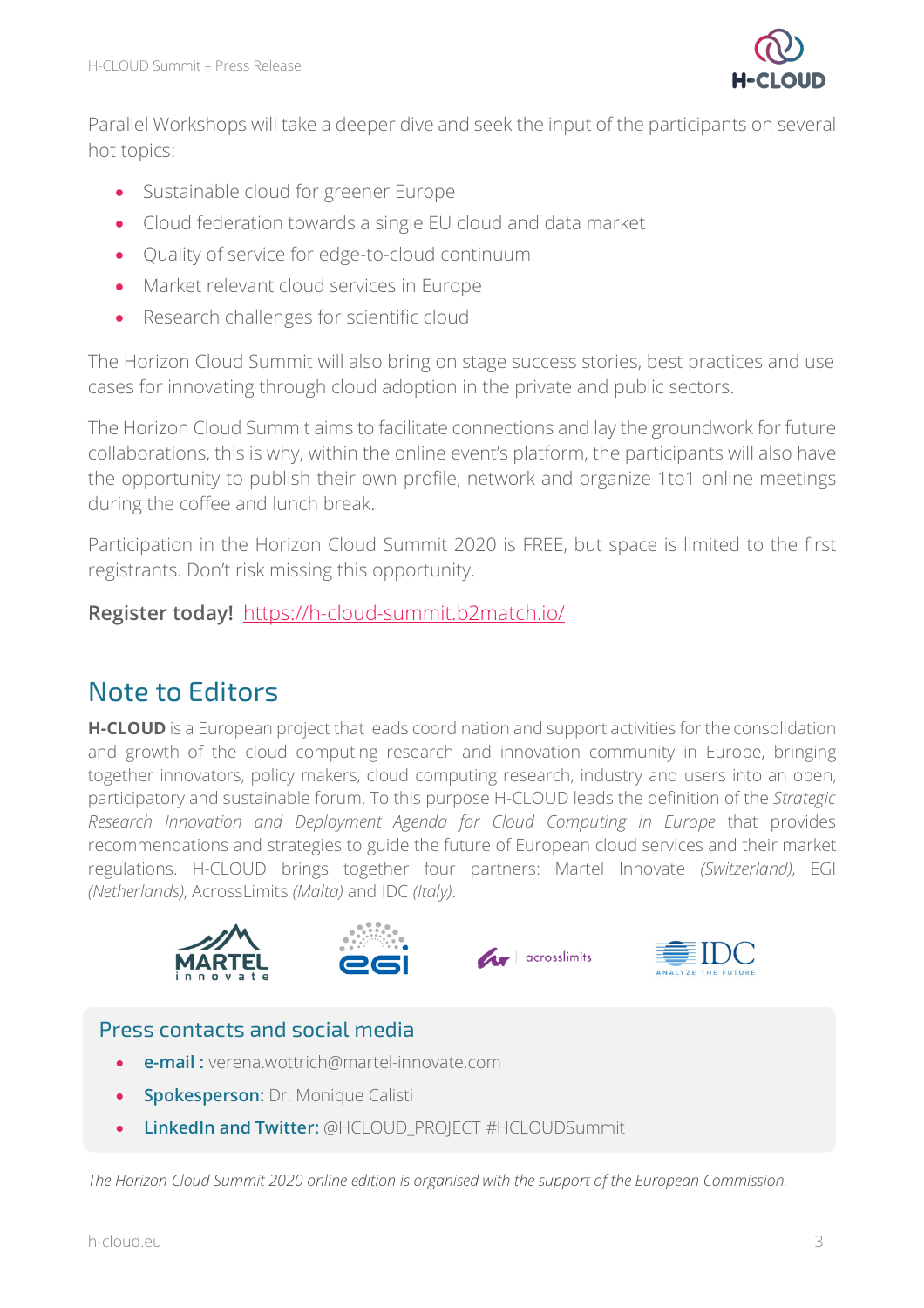Parallel Workshops will take a deeper dive and seek the input of the participants on several hot topics:

- Sustainable cloud for greener Europe
- Cloud federation towards a single EU cloud and data market
- Quality of service for edge-to-cloud continuum
- Market relevant cloud services in Europe
- Research challenges for scientific cloud

The Horizon Cloud Summit will also bring on stage success stories, best practices and use cases for innovating through cloud adoption in the private and public sectors.

The Horizon Cloud Summit aims to facilitate connections and lay the groundwork for future collaborations, this is why, within the online event's platform, the participants will also have the opportunity to publish their own profile, network and organize 1to1 online meetings during the coffee and lunch break.

Participation in the Horizon Cloud Summit 2020 is FREE, but space is limited to the first registrants. Don't risk missing this opportunity.

**Register today!** https://h-cloud-summit.b2match.io/

## Note to Editors

**H-CLOUD** is a European project that leads coordination and support activities for the consolidation and growth of the cloud computing research and innovation community in Europe, bringing together innovators, policy makers, cloud computing research, industry and users into an open, participatory and sustainable forum. To this purpose H-CLOUD leads the definition of the *Strategic Research Innovation and Deployment Agenda for Cloud Computing in Europe* that provides recommendations and strategies to guide the future of European cloud services and their market regulations. H-CLOUD brings together four partners: Martel Innovate *(Switzerland)*, EGI *(Netherlands)*, AcrossLimits *(Malta)* and IDC *(Italy)*.

### Press contacts and social media

- **e-mail :** verena.wottrich@martel-innovate.com
- **Spokesperson:** Dr. Monique Calisti
- **LinkedIn and Twitter:** @HCLOUD_PROJECT #HCLOUDSummit

*The Horizon Cloud Summit 2020 online edition is organised with the support of the European Commission.*